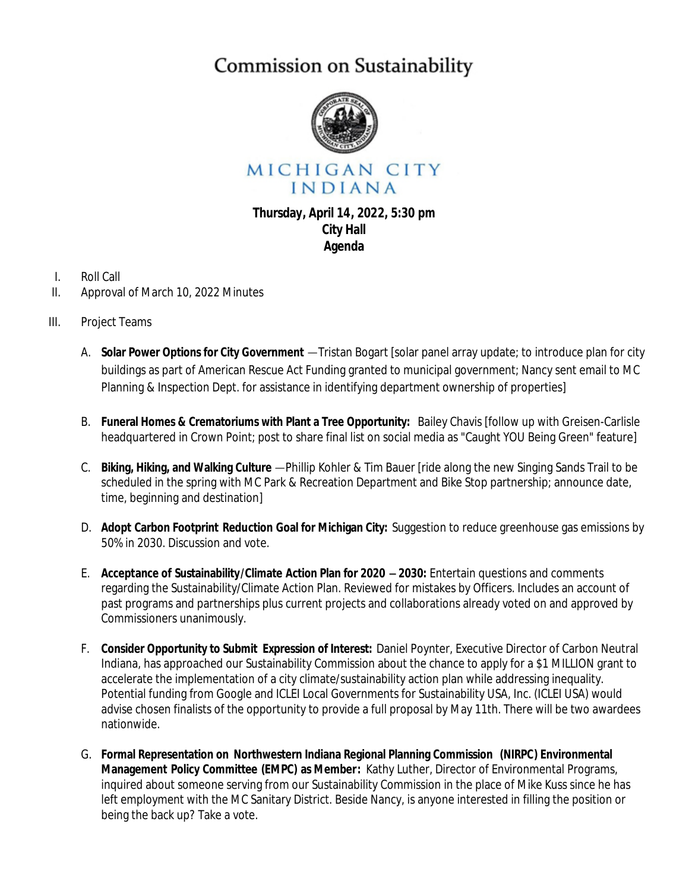# Commission on Sustainability

MICHIGAN CITY
INDIANA

**Thursday, April 14, 2022, 5:30 pm**
**City Hall**
**Agenda**

I. Roll Call
II. Approval of March 10, 2022 Minutes
III. Project Teams

A. **Solar Power Options for City Government** —Tristan Bogart [solar panel array update; to introduce plan for city buildings as part of American Rescue Act Funding granted to municipal government; Nancy sent email to MC Planning & Inspection Dept. for assistance in identifying department ownership of properties]

B. **Funeral Homes & Crematoriums with Plant a Tree Opportunity:** Bailey Chavis [follow up with Greisen-Carlisle headquartered in Crown Point; post to share final list on social media as "Caught YOU Being Green" feature]

C. **Biking, Hiking, and Walking Culture** —Phillip Kohler & Tim Bauer [ride along the new Singing Sands Trail to be scheduled in the spring with MC Park & Recreation Department and Bike Stop partnership; announce date, time, beginning and destination]

D. **Adopt Carbon Footprint Reduction Goal for Michigan City:** Suggestion to reduce greenhouse gas emissions by 50% in 2030. Discussion and vote.

E. **Acceptance of Sustainability/Climate Action Plan for 2020 – 2030:** Entertain questions and comments regarding the Sustainability/Climate Action Plan. Reviewed for mistakes by Officers. Includes an account of past programs and partnerships plus current projects and collaborations already voted on and approved by Commissioners unanimously.

F. **Consider Opportunity to Submit Expression of Interest:** Daniel Poynter, Executive Director of Carbon Neutral Indiana, has approached our Sustainability Commission about the chance to apply for a $1 MILLION grant to accelerate the implementation of a city climate/sustainability action plan while addressing inequality. Potential funding from Google and ICLEI Local Governments for Sustainability USA, Inc. (ICLEI USA) would advise chosen finalists of the opportunity to provide a full proposal by May 11th. There will be two awardees nationwide.

G. **Formal Representation on Northwestern Indiana Regional Planning Commission (NIRPC) Environmental Management Policy Committee (EMPC) as Member:** Kathy Luther, Director of Environmental Programs, inquired about someone serving from our Sustainability Commission in the place of Mike Kuss since he has left employment with the MC Sanitary District. Beside Nancy, is anyone interested in filling the position or being the back up? Take a vote.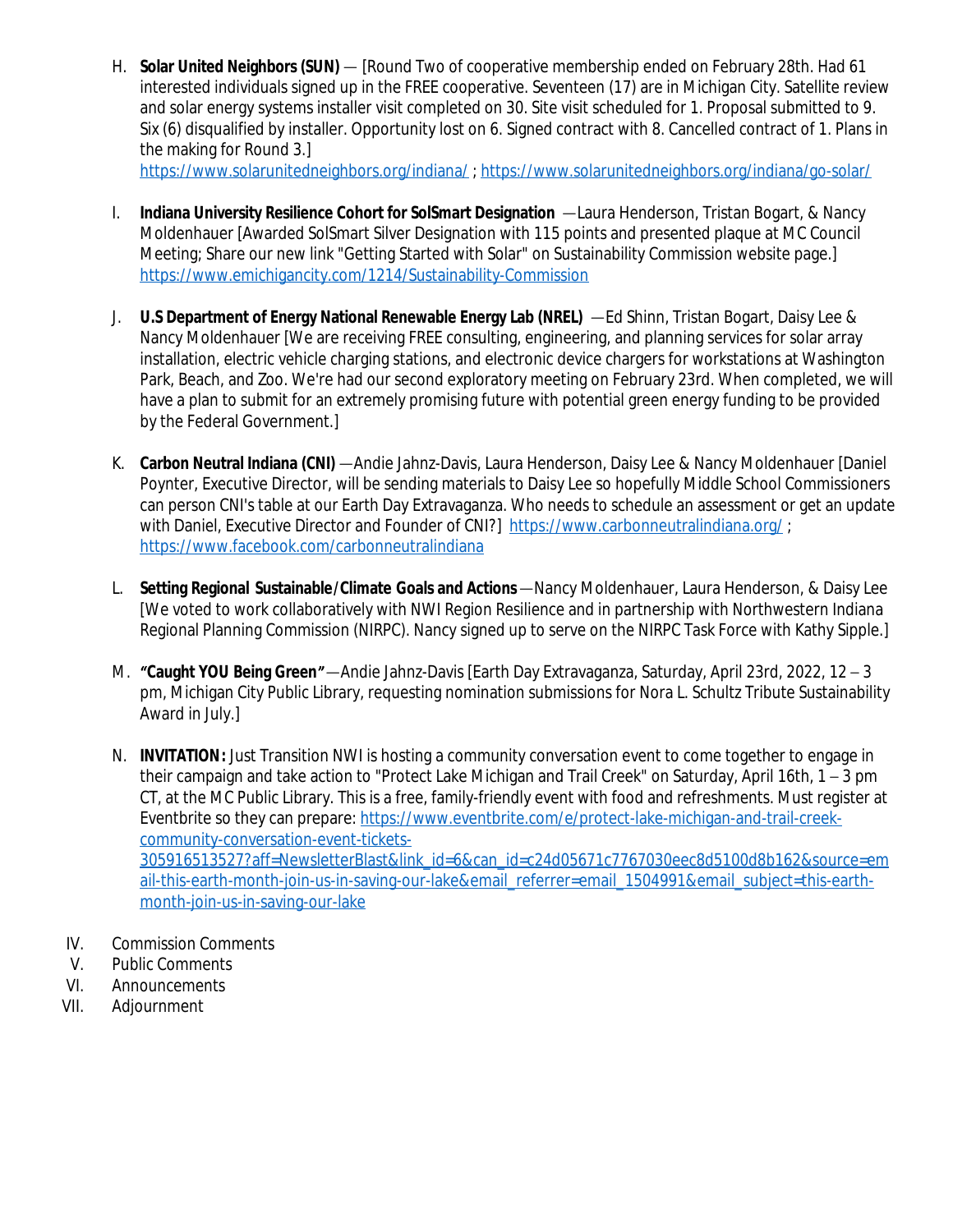H. **Solar United Neighbors (SUN)** — [Round Two of cooperative membership ended on February 28th. Had 61 interested individuals signed up in the FREE cooperative. Seventeen (17) are in Michigan City. Satellite review and solar energy systems installer visit completed on 30. Site visit scheduled for 1. Proposal submitted to 9. Six (6) disqualified by installer. Opportunity lost on 6. Signed contract with 8. Cancelled contract of 1. Plans in the making for Round 3.]
https://www.solarunitedneighbors.org/indiana/ ; https://www.solarunitedneighbors.org/indiana/go-solar/

I. **Indiana University Resilience Cohort for SolSmart Designation** —Laura Henderson, Tristan Bogart, & Nancy Moldenhauer [Awarded SolSmart Silver Designation with 115 points and presented plaque at MC Council Meeting; Share our new link "Getting Started with Solar" on Sustainability Commission website page.]
https://www.emichigancity.com/1214/Sustainability-Commission

J. **U.S Department of Energy National Renewable Energy Lab (NREL)** —Ed Shinn, Tristan Bogart, Daisy Lee & Nancy Moldenhauer [We are receiving FREE consulting, engineering, and planning services for solar array installation, electric vehicle charging stations, and electronic device chargers for workstations at Washington Park, Beach, and Zoo. We're had our second exploratory meeting on February 23rd. When completed, we will have a plan to submit for an extremely promising future with potential green energy funding to be provided by the Federal Government.]

K. **Carbon Neutral Indiana (CNI)** —Andie Jahnz-Davis, Laura Henderson, Daisy Lee & Nancy Moldenhauer [Daniel Poynter, Executive Director, will be sending materials to Daisy Lee so hopefully Middle School Commissioners can person CNI's table at our Earth Day Extravaganza. Who needs to schedule an assessment or get an update with Daniel, Executive Director and Founder of CNI?] https://www.carbonneutralindiana.org/ ; https://www.facebook.com/carbonneutralindiana

L. **Setting Regional Sustainable/Climate Goals and Actions** —Nancy Moldenhauer, Laura Henderson, & Daisy Lee [We voted to work collaboratively with NWI Region Resilience and in partnership with Northwestern Indiana Regional Planning Commission (NIRPC). Nancy signed up to serve on the NIRPC Task Force with Kathy Sipple.]

M. **"Caught YOU Being Green"** —Andie Jahnz-Davis [Earth Day Extravaganza, Saturday, April 23rd, 2022, 12 – 3 pm, Michigan City Public Library, requesting nomination submissions for Nora L. Schultz Tribute Sustainability Award in July.]

N. **INVITATION:** Just Transition NWI is hosting a community conversation event to come together to engage in their campaign and take action to "Protect Lake Michigan and Trail Creek" on Saturday, April 16th, 1 – 3 pm CT, at the MC Public Library. This is a free, family-friendly event with food and refreshments. Must register at Eventbrite so they can prepare: https://www.eventbrite.com/e/protect-lake-michigan-and-trail-creek-community-conversation-event-tickets-305916513527?aff=NewsletterBlast&link_id=6&can_id=c24d05671c7767030eec8d5100d8b162&source=email-this-earth-month-join-us-in-saving-our-lake&email_referrer=email_1504991&email_subject=this-earth-month-join-us-in-saving-our-lake

IV. Commission Comments
V. Public Comments
VI. Announcements
VII. Adjournment